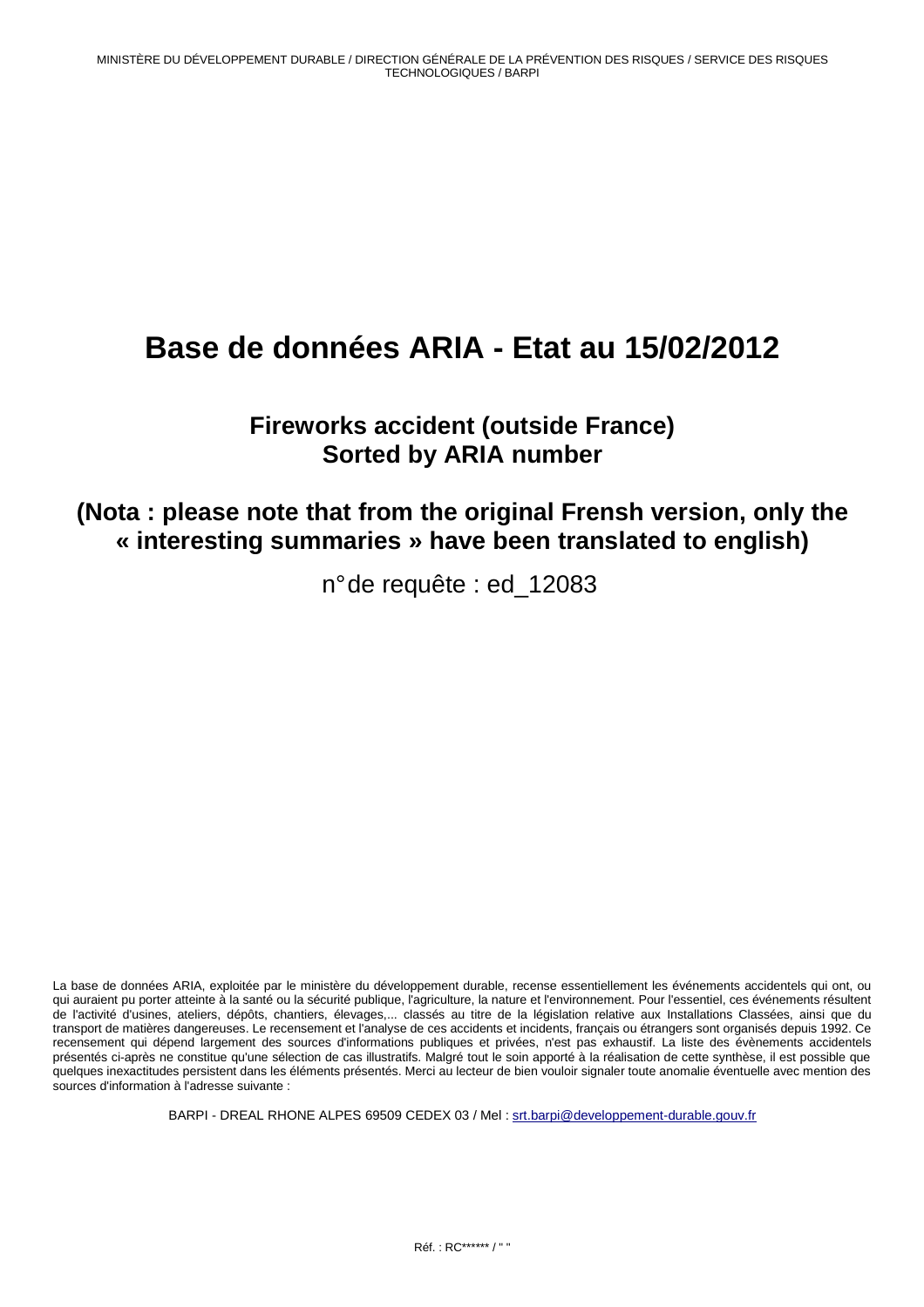MINISTÈRE DU DÉVELOPPEMENT DURABLE / DIRECTION GÉNÉRALE DE LA PRÉVENTION DES RISQUES / SERVICE DES RISQUES TECHNOLOGIQUES / BARPI

# Base de données ARIA - Etat au 15/02/2012

## Fireworks accident (outside France)
## Sorted by ARIA number

## (Nota : please note that from the original Frensh version, only the « interesting summaries » have been translated to english)

n° de requête : ed_12083

La base de données ARIA, exploitée par le ministère du développement durable, recense essentiellement les événements accidentels qui ont, ou qui auraient pu porter atteinte à la santé ou la sécurité publique, l'agriculture, la nature et l'environnement. Pour l'essentiel, ces événements résultent de l'activité d'usines, ateliers, dépôts, chantiers, élevages,... classés au titre de la législation relative aux Installations Classées, ainsi que du transport de matières dangereuses. Le recensement et l'analyse de ces accidents et incidents, français ou étrangers sont organisés depuis 1992. Ce recensement qui dépend largement des sources d'informations publiques et privées, n'est pas exhaustif. La liste des évènements accidentels présentés ci-après ne constitue qu'une sélection de cas illustratifs. Malgré tout le soin apporté à la réalisation de cette synthèse, il est possible que quelques inexactitudes persistent dans les éléments présentés. Merci au lecteur de bien vouloir signaler toute anomalie éventuelle avec mention des sources d'information à l'adresse suivante :

BARPI - DREAL RHONE ALPES 69509 CEDEX 03 / Mel : srt.barpi@developpement-durable.gouv.fr

Réf. : RC****** / " "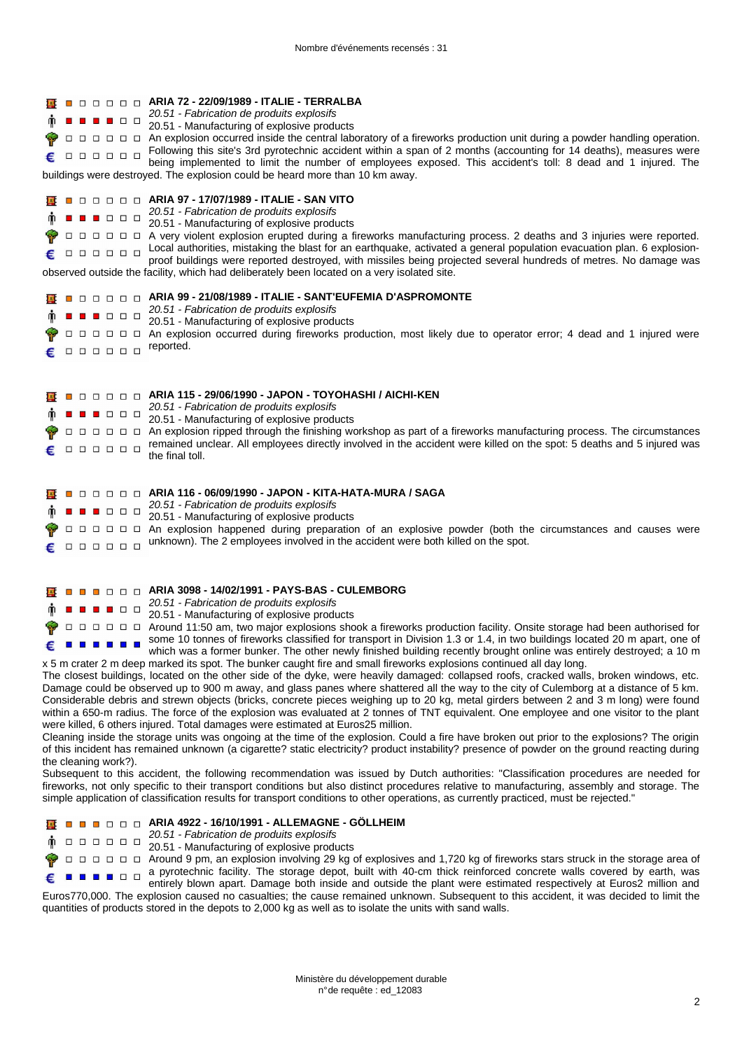Nombre d'événements recensés : 31

**ARIA 72 - 22/09/1989 - ITALIE - TERRALBA**

*20.51 - Fabrication de produits explosifs*

20.51 - Manufacturing of explosive products

An explosion occurred inside the central laboratory of a fireworks production unit during a powder handling operation. Following this site's 3rd pyrotechnic accident within a span of 2 months (accounting for 14 deaths), measures were being implemented to limit the number of employees exposed. This accident's toll: 8 dead and 1 injured. The buildings were destroyed. The explosion could be heard more than 10 km away.

**ARIA 97 - 17/07/1989 - ITALIE - SAN VITO**

*20.51 - Fabrication de produits explosifs*

20.51 - Manufacturing of explosive products

A very violent explosion erupted during a fireworks manufacturing process. 2 deaths and 3 injuries were reported. Local authorities, mistaking the blast for an earthquake, activated a general population evacuation plan. 6 explosion-proof buildings were reported destroyed, with missiles being projected several hundreds of metres. No damage was observed outside the facility, which had deliberately been located on a very isolated site.

**ARIA 99 - 21/08/1989 - ITALIE - SANT'EUFEMIA D'ASPROMONTE**

*20.51 - Fabrication de produits explosifs*

20.51 - Manufacturing of explosive products

An explosion occurred during fireworks production, most likely due to operator error; 4 dead and 1 injured were reported.

**ARIA 115 - 29/06/1990 - JAPON - TOYOHASHI / AICHI-KEN**

*20.51 - Fabrication de produits explosifs*

20.51 - Manufacturing of explosive products

An explosion ripped through the finishing workshop as part of a fireworks manufacturing process. The circumstances remained unclear. All employees directly involved in the accident were killed on the spot: 5 deaths and 5 injured was the final toll.

**ARIA 116 - 06/09/1990 - JAPON - KITA-HATA-MURA / SAGA**

*20.51 - Fabrication de produits explosifs*

20.51 - Manufacturing of explosive products

An explosion happened during preparation of an explosive powder (both the circumstances and causes were unknown). The 2 employees involved in the accident were both killed on the spot.

**ARIA 3098 - 14/02/1991 - PAYS-BAS - CULEMBORG**

*20.51 - Fabrication de produits explosifs*

20.51 - Manufacturing of explosive products

Around 11:50 am, two major explosions shook a fireworks production facility. Onsite storage had been authorised for some 10 tonnes of fireworks classified for transport in Division 1.3 or 1.4, in two buildings located 20 m apart, one of which was a former bunker. The other newly finished building recently brought online was entirely destroyed; a 10 m x 5 m crater 2 m deep marked its spot. The bunker caught fire and small fireworks explosions continued all day long.

The closest buildings, located on the other side of the dyke, were heavily damaged: collapsed roofs, cracked walls, broken windows, etc. Damage could be observed up to 900 m away, and glass panes where shattered all the way to the city of Culemborg at a distance of 5 km. Considerable debris and strewn objects (bricks, concrete pieces weighing up to 20 kg, metal girders between 2 and 3 m long) were found within a 650-m radius. The force of the explosion was evaluated at 2 tonnes of TNT equivalent. One employee and one visitor to the plant were killed, 6 others injured. Total damages were estimated at Euros25 million.

Cleaning inside the storage units was ongoing at the time of the explosion. Could a fire have broken out prior to the explosions? The origin of this incident has remained unknown (a cigarette? static electricity? product instability? presence of powder on the ground reacting during the cleaning work?).

Subsequent to this accident, the following recommendation was issued by Dutch authorities: "Classification procedures are needed for fireworks, not only specific to their transport conditions but also distinct procedures relative to manufacturing, assembly and storage. The simple application of classification results for transport conditions to other operations, as currently practiced, must be rejected."

**ARIA 4922 - 16/10/1991 - ALLEMAGNE - GÖLLHEIM**

*20.51 - Fabrication de produits explosifs*

20.51 - Manufacturing of explosive products

Around 9 pm, an explosion involving 29 kg of explosives and 1,720 kg of fireworks stars struck in the storage area of a pyrotechnic facility. The storage depot, built with 40-cm thick reinforced concrete walls covered by earth, was entirely blown apart. Damage both inside and outside the plant were estimated respectively at Euros2 million and Euros770,000. The explosion caused no casualties; the cause remained unknown. Subsequent to this accident, it was decided to limit the quantities of products stored in the depots to 2,000 kg as well as to isolate the units with sand walls.

Ministère du développement durable
n°de requête : ed_12083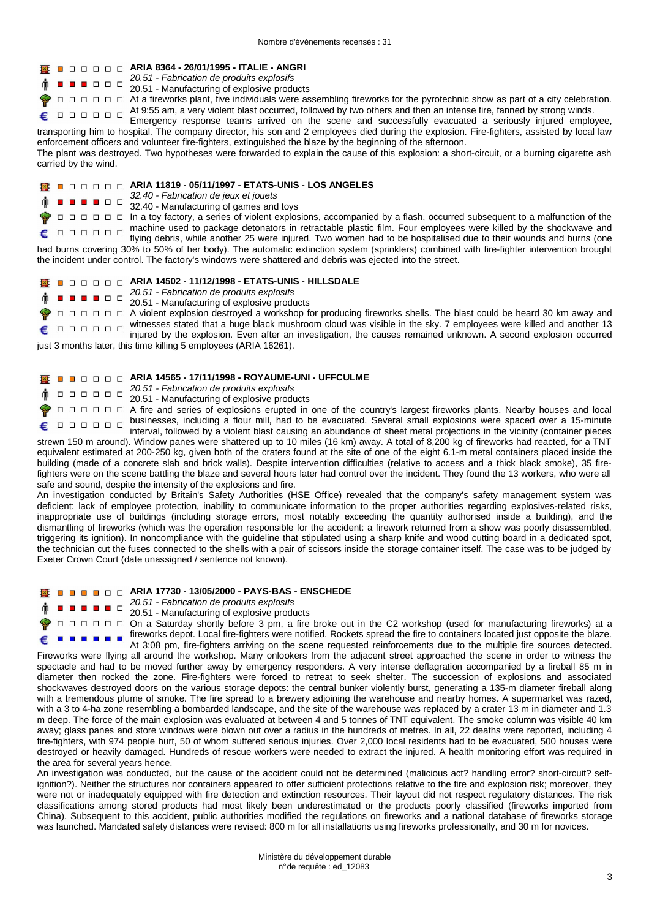Nombre d'événements recensés : 31

**ARIA 8364 - 26/01/1995 - ITALIE - ANGRI**

*20.51 - Fabrication de produits explosifs*

20.51 - Manufacturing of explosive products

At a fireworks plant, five individuals were assembling fireworks for the pyrotechnic show as part of a city celebration. At 9:55 am, a very violent blast occurred, followed by two others and then an intense fire, fanned by strong winds. Emergency response teams arrived on the scene and successfully evacuated a seriously injured employee, transporting him to hospital. The company director, his son and 2 employees died during the explosion. Fire-fighters, assisted by local law enforcement officers and volunteer fire-fighters, extinguished the blaze by the beginning of the afternoon.

The plant was destroyed. Two hypotheses were forwarded to explain the cause of this explosion: a short-circuit, or a burning cigarette ash carried by the wind.

**ARIA 11819 - 05/11/1997 - ETATS-UNIS - LOS ANGELES**

*32.40 - Fabrication de jeux et jouets*

32.40 - Manufacturing of games and toys

In a toy factory, a series of violent explosions, accompanied by a flash, occurred subsequent to a malfunction of the machine used to package detonators in retractable plastic film. Four employees were killed by the shockwave and flying debris, while another 25 were injured. Two women had to be hospitalised due to their wounds and burns (one had burns covering 30% to 50% of her body). The automatic extinction system (sprinklers) combined with fire-fighter intervention brought the incident under control. The factory's windows were shattered and debris was ejected into the street.

**ARIA 14502 - 11/12/1998 - ETATS-UNIS - HILLSDALE**

*20.51 - Fabrication de produits explosifs*

20.51 - Manufacturing of explosive products

A violent explosion destroyed a workshop for producing fireworks shells. The blast could be heard 30 km away and witnesses stated that a huge black mushroom cloud was visible in the sky. 7 employees were killed and another 13 injured by the explosion. Even after an investigation, the causes remained unknown. A second explosion occurred just 3 months later, this time killing 5 employees (ARIA 16261).

**ARIA 14565 - 17/11/1998 - ROYAUME-UNI - UFFCULME**

*20.51 - Fabrication de produits explosifs*

20.51 - Manufacturing of explosive products

A fire and series of explosions erupted in one of the country's largest fireworks plants. Nearby houses and local businesses, including a flour mill, had to be evacuated. Several small explosions were spaced over a 15-minute interval, followed by a violent blast causing an abundance of sheet metal projections in the vicinity (container pieces strewn 150 m around). Window panes were shattered up to 10 miles (16 km) away. A total of 8,200 kg of fireworks had reacted, for a TNT equivalent estimated at 200-250 kg, given both of the craters found at the site of one of the eight 6.1-m metal containers placed inside the building (made of a concrete slab and brick walls). Despite intervention difficulties (relative to access and a thick black smoke), 35 fire-fighters were on the scene battling the blaze and several hours later had control over the incident. They found the 13 workers, who were all safe and sound, despite the intensity of the explosions and fire.

An investigation conducted by Britain's Safety Authorities (HSE Office) revealed that the company's safety management system was deficient: lack of employee protection, inability to communicate information to the proper authorities regarding explosives-related risks, inappropriate use of buildings (including storage errors, most notably exceeding the quantity authorised inside a building), and the dismantling of fireworks (which was the operation responsible for the accident: a firework returned from a show was poorly disassembled, triggering its ignition). In noncompliance with the guideline that stipulated using a sharp knife and wood cutting board in a dedicated spot, the technician cut the fuses connected to the shells with a pair of scissors inside the storage container itself. The case was to be judged by Exeter Crown Court (date unassigned / sentence not known).

**ARIA 17730 - 13/05/2000 - PAYS-BAS - ENSCHEDE**

*20.51 - Fabrication de produits explosifs*

20.51 - Manufacturing of explosive products

On a Saturday shortly before 3 pm, a fire broke out in the C2 workshop (used for manufacturing fireworks) at a fireworks depot. Local fire-fighters were notified. Rockets spread the fire to containers located just opposite the blaze. At 3:08 pm, fire-fighters arriving on the scene requested reinforcements due to the multiple fire sources detected. Fireworks were flying all around the workshop. Many onlookers from the adjacent street approached the scene in order to witness the spectacle and had to be moved further away by emergency responders. A very intense deflagration accompanied by a fireball 85 m in diameter then rocked the zone. Fire-fighters were forced to retreat to seek shelter. The succession of explosions and associated shockwaves destroyed doors on the various storage depots: the central bunker violently burst, generating a 135-m diameter fireball along with a tremendous plume of smoke. The fire spread to a brewery adjoining the warehouse and nearby homes. A supermarket was razed, with a 3 to 4-ha zone resembling a bombarded landscape, and the site of the warehouse was replaced by a crater 13 m in diameter and 1.3 m deep. The force of the main explosion was evaluated at between 4 and 5 tonnes of TNT equivalent. The smoke column was visible 40 km away; glass panes and store windows were blown out over a radius in the hundreds of metres. In all, 22 deaths were reported, including 4 fire-fighters, with 974 people hurt, 50 of whom suffered serious injuries. Over 2,000 local residents had to be evacuated, 500 houses were destroyed or heavily damaged. Hundreds of rescue workers were needed to extract the injured. A health monitoring effort was required in the area for several years hence.

An investigation was conducted, but the cause of the accident could not be determined (malicious act? handling error? short-circuit? self-ignition?). Neither the structures nor containers appeared to offer sufficient protections relative to the fire and explosion risk; moreover, they were not or inadequately equipped with fire detection and extinction resources. Their layout did not respect regulatory distances. The risk classifications among stored products had most likely been underestimated or the products poorly classified (fireworks imported from China). Subsequent to this accident, public authorities modified the regulations on fireworks and a national database of fireworks storage was launched. Mandated safety distances were revised: 800 m for all installations using fireworks professionally, and 30 m for novices.

Ministère du développement durable
n°de requête : ed_12083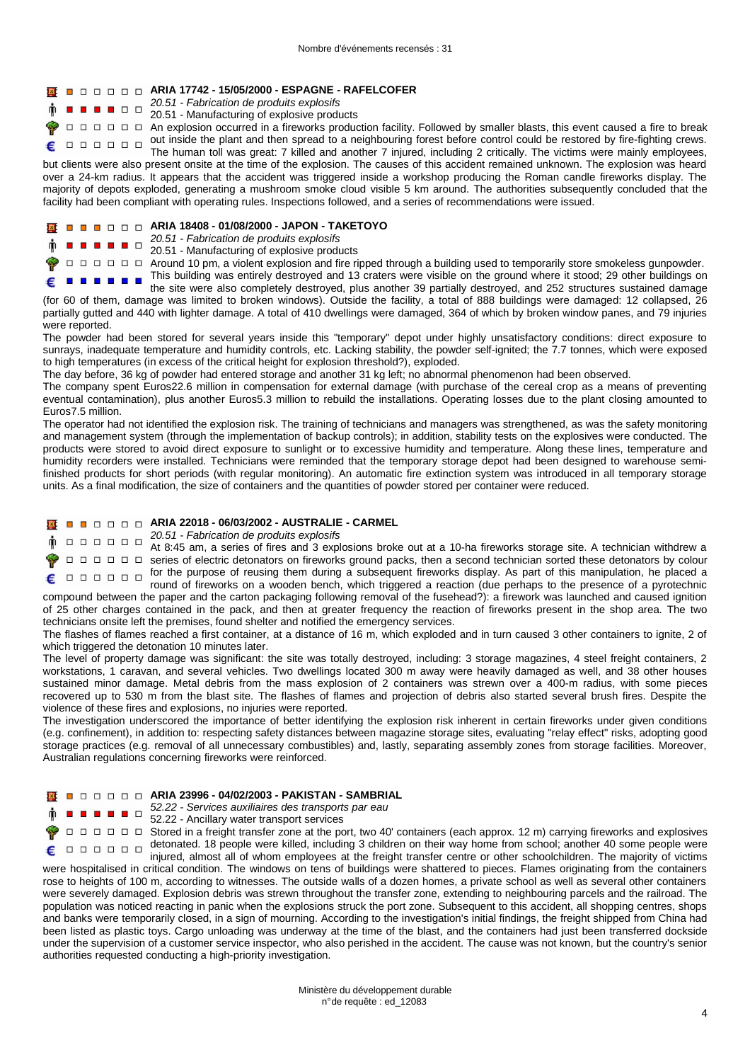Nombre d'événements recensés : 31

### ARIA 17742 - 15/05/2000 - ESPAGNE - RAFELCOFER

*20.51 - Fabrication de produits explosifs*

20.51 - Manufacturing of explosive products

An explosion occurred in a fireworks production facility. Followed by smaller blasts, this event caused a fire to break out inside the plant and then spread to a neighbouring forest before control could be restored by fire-fighting crews. The human toll was great: 7 killed and another 7 injured, including 2 critically. The victims were mainly employees, but clients were also present onsite at the time of the explosion. The causes of this accident remained unknown. The explosion was heard over a 24-km radius. It appears that the accident was triggered inside a workshop producing the Roman candle fireworks display. The majority of depots exploded, generating a mushroom smoke cloud visible 5 km around. The authorities subsequently concluded that the facility had been compliant with operating rules. Inspections followed, and a series of recommendations were issued.

### ARIA 18408 - 01/08/2000 - JAPON - TAKETOYO

*20.51 - Fabrication de produits explosifs*

20.51 - Manufacturing of explosive products

Around 10 pm, a violent explosion and fire ripped through a building used to temporarily store smokeless gunpowder. This building was entirely destroyed and 13 craters were visible on the ground where it stood; 29 other buildings on the site were also completely destroyed, plus another 39 partially destroyed, and 252 structures sustained damage (for 60 of them, damage was limited to broken windows). Outside the facility, a total of 888 buildings were damaged: 12 collapsed, 26 partially gutted and 440 with lighter damage. A total of 410 dwellings were damaged, 364 of which by broken window panes, and 79 injuries were reported.

The powder had been stored for several years inside this "temporary" depot under highly unsatisfactory conditions: direct exposure to sunrays, inadequate temperature and humidity controls, etc. Lacking stability, the powder self-ignited; the 7.7 tonnes, which were exposed to high temperatures (in excess of the critical height for explosion threshold?), exploded.

The day before, 36 kg of powder had entered storage and another 31 kg left; no abnormal phenomenon had been observed.

The company spent Euros22.6 million in compensation for external damage (with purchase of the cereal crop as a means of preventing eventual contamination), plus another Euros5.3 million to rebuild the installations. Operating losses due to the plant closing amounted to Euros7.5 million.

The operator had not identified the explosion risk. The training of technicians and managers was strengthened, as was the safety monitoring and management system (through the implementation of backup controls); in addition, stability tests on the explosives were conducted. The products were stored to avoid direct exposure to sunlight or to excessive humidity and temperature. Along these lines, temperature and humidity recorders were installed. Technicians were reminded that the temporary storage depot had been designed to warehouse semi-finished products for short periods (with regular monitoring). An automatic fire extinction system was introduced in all temporary storage units. As a final modification, the size of containers and the quantities of powder stored per container were reduced.

### ARIA 22018 - 06/03/2002 - AUSTRALIE - CARMEL

*20.51 - Fabrication de produits explosifs*

At 8:45 am, a series of fires and 3 explosions broke out at a 10-ha fireworks storage site. A technician withdrew a series of electric detonators on fireworks ground packs, then a second technician sorted these detonators by colour for the purpose of reusing them during a subsequent fireworks display. As part of this manipulation, he placed a round of fireworks on a wooden bench, which triggered a reaction (due perhaps to the presence of a pyrotechnic compound between the paper and the carton packaging following removal of the fusehead?): a firework was launched and caused ignition of 25 other charges contained in the pack, and then at greater frequency the reaction of fireworks present in the shop area. The two technicians onsite left the premises, found shelter and notified the emergency services.

The flashes of flames reached a first container, at a distance of 16 m, which exploded and in turn caused 3 other containers to ignite, 2 of which triggered the detonation 10 minutes later.

The level of property damage was significant: the site was totally destroyed, including: 3 storage magazines, 4 steel freight containers, 2 workstations, 1 caravan, and several vehicles. Two dwellings located 300 m away were heavily damaged as well, and 38 other houses sustained minor damage. Metal debris from the mass explosion of 2 containers was strewn over a 400-m radius, with some pieces recovered up to 530 m from the blast site. The flashes of flames and projection of debris also started several brush fires. Despite the violence of these fires and explosions, no injuries were reported.

The investigation underscored the importance of better identifying the explosion risk inherent in certain fireworks under given conditions (e.g. confinement), in addition to: respecting safety distances between magazine storage sites, evaluating "relay effect" risks, adopting good storage practices (e.g. removal of all unnecessary combustibles) and, lastly, separating assembly zones from storage facilities. Moreover, Australian regulations concerning fireworks were reinforced.

### ARIA 23996 - 04/02/2003 - PAKISTAN - SAMBRIAL

*52.22 - Services auxiliaires des transports par eau*

52.22 - Ancillary water transport services

Stored in a freight transfer zone at the port, two 40' containers (each approx. 12 m) carrying fireworks and explosives detonated. 18 people were killed, including 3 children on their way home from school; another 40 some people were injured, almost all of whom employees at the freight transfer centre or other schoolchildren. The majority of victims were hospitalised in critical condition. The windows on tens of buildings were shattered to pieces. Flames originating from the containers rose to heights of 100 m, according to witnesses. The outside walls of a dozen homes, a private school as well as several other containers were severely damaged. Explosion debris was strewn throughout the transfer zone, extending to neighbouring parcels and the railroad. The population was noticed reacting in panic when the explosions struck the port zone. Subsequent to this accident, all shopping centres, shops and banks were temporarily closed, in a sign of mourning. According to the investigation's initial findings, the freight shipped from China had been listed as plastic toys. Cargo unloading was underway at the time of the blast, and the containers had just been transferred dockside under the supervision of a customer service inspector, who also perished in the accident. The cause was not known, but the country's senior authorities requested conducting a high-priority investigation.

Ministère du développement durable
n°de requête : ed_12083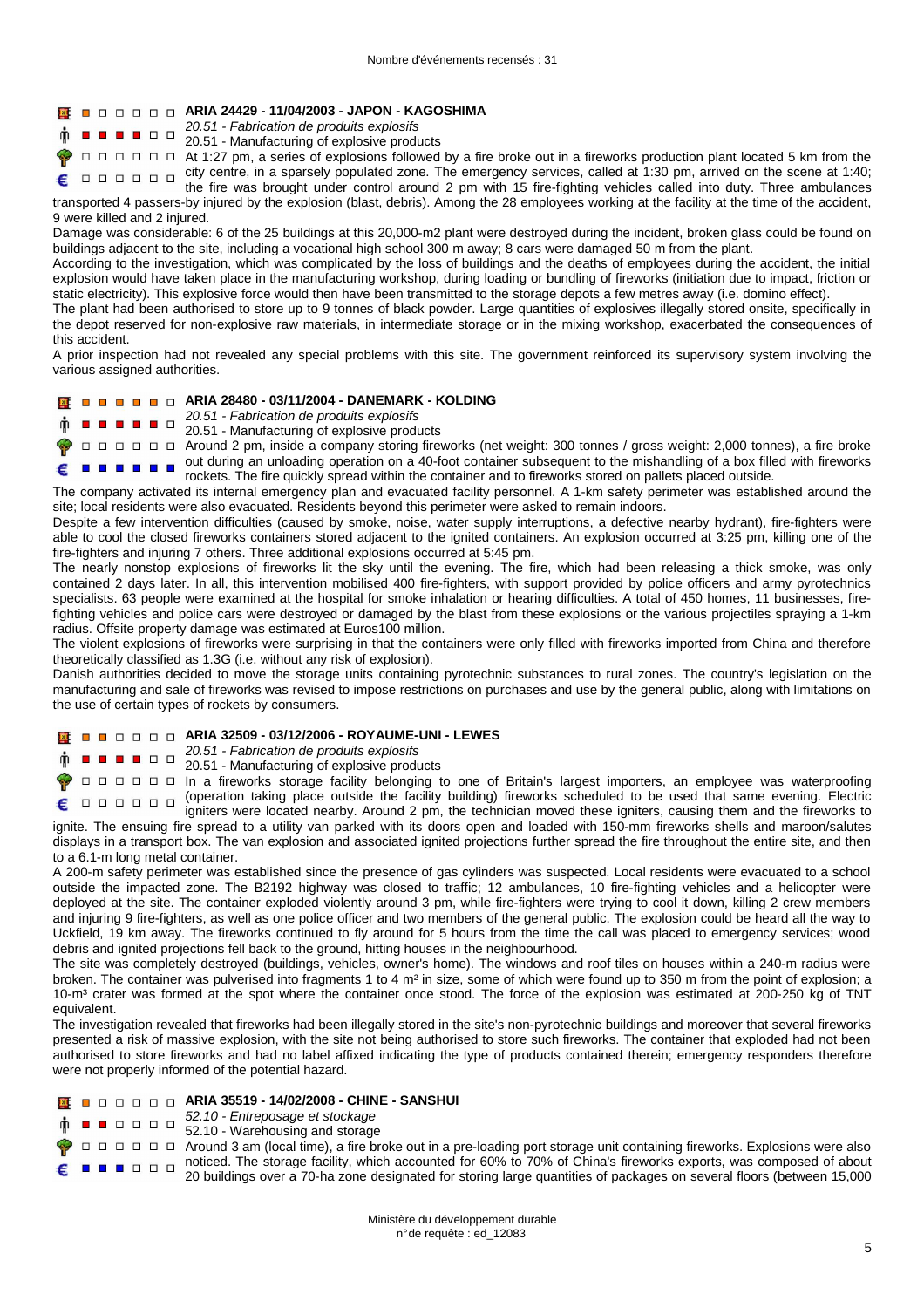Nombre d'événements recensés : 31

## ARIA 24429 - 11/04/2003 - JAPON - KAGOSHIMA

*20.51 - Fabrication de produits explosifs*

20.51 - Manufacturing of explosive products

At 1:27 pm, a series of explosions followed by a fire broke out in a fireworks production plant located 5 km from the city centre, in a sparsely populated zone. The emergency services, called at 1:30 pm, arrived on the scene at 1:40; the fire was brought under control around 2 pm with 15 fire-fighting vehicles called into duty. Three ambulances transported 4 passers-by injured by the explosion (blast, debris). Among the 28 employees working at the facility at the time of the accident, 9 were killed and 2 injured.

Damage was considerable: 6 of the 25 buildings at this 20,000-m2 plant were destroyed during the incident, broken glass could be found on buildings adjacent to the site, including a vocational high school 300 m away; 8 cars were damaged 50 m from the plant.

According to the investigation, which was complicated by the loss of buildings and the deaths of employees during the accident, the initial explosion would have taken place in the manufacturing workshop, during loading or bundling of fireworks (initiation due to impact, friction or static electricity). This explosive force would then have been transmitted to the storage depots a few metres away (i.e. domino effect).

The plant had been authorised to store up to 9 tonnes of black powder. Large quantities of explosives illegally stored onsite, specifically in the depot reserved for non-explosive raw materials, in intermediate storage or in the mixing workshop, exacerbated the consequences of this accident.

A prior inspection had not revealed any special problems with this site. The government reinforced its supervisory system involving the various assigned authorities.

## ARIA 28480 - 03/11/2004 - DANEMARK - KOLDING

*20.51 - Fabrication de produits explosifs*

20.51 - Manufacturing of explosive products

Around 2 pm, inside a company storing fireworks (net weight: 300 tonnes / gross weight: 2,000 tonnes), a fire broke out during an unloading operation on a 40-foot container subsequent to the mishandling of a box filled with fireworks rockets. The fire quickly spread within the container and to fireworks stored on pallets placed outside.

The company activated its internal emergency plan and evacuated facility personnel. A 1-km safety perimeter was established around the site; local residents were also evacuated. Residents beyond this perimeter were asked to remain indoors.

Despite a few intervention difficulties (caused by smoke, noise, water supply interruptions, a defective nearby hydrant), fire-fighters were able to cool the closed fireworks containers stored adjacent to the ignited containers. An explosion occurred at 3:25 pm, killing one of the fire-fighters and injuring 7 others. Three additional explosions occurred at 5:45 pm.

The nearly nonstop explosions of fireworks lit the sky until the evening. The fire, which had been releasing a thick smoke, was only contained 2 days later. In all, this intervention mobilised 400 fire-fighters, with support provided by police officers and army pyrotechnics specialists. 63 people were examined at the hospital for smoke inhalation or hearing difficulties. A total of 450 homes, 11 businesses, fire-fighting vehicles and police cars were destroyed or damaged by the blast from these explosions or the various projectiles spraying a 1-km radius. Offsite property damage was estimated at Euros100 million.

The violent explosions of fireworks were surprising in that the containers were only filled with fireworks imported from China and therefore theoretically classified as 1.3G (i.e. without any risk of explosion).

Danish authorities decided to move the storage units containing pyrotechnic substances to rural zones. The country's legislation on the manufacturing and sale of fireworks was revised to impose restrictions on purchases and use by the general public, along with limitations on the use of certain types of rockets by consumers.

## ARIA 32509 - 03/12/2006 - ROYAUME-UNI - LEWES

*20.51 - Fabrication de produits explosifs*

20.51 - Manufacturing of explosive products

In a fireworks storage facility belonging to one of Britain's largest importers, an employee was waterproofing (operation taking place outside the facility building) fireworks scheduled to be used that same evening. Electric igniters were located nearby. Around 2 pm, the technician moved these igniters, causing them and the fireworks to ignite. The ensuing fire spread to a utility van parked with its doors open and loaded with 150-mm fireworks shells and maroon/salutes displays in a transport box. The van explosion and associated ignited projections further spread the fire throughout the entire site, and then to a 6.1-m long metal container.

A 200-m safety perimeter was established since the presence of gas cylinders was suspected. Local residents were evacuated to a school outside the impacted zone. The B2192 highway was closed to traffic; 12 ambulances, 10 fire-fighting vehicles and a helicopter were deployed at the site. The container exploded violently around 3 pm, while fire-fighters were trying to cool it down, killing 2 crew members and injuring 9 fire-fighters, as well as one police officer and two members of the general public. The explosion could be heard all the way to Uckfield, 19 km away. The fireworks continued to fly around for 5 hours from the time the call was placed to emergency services; wood debris and ignited projections fell back to the ground, hitting houses in the neighbourhood.

The site was completely destroyed (buildings, vehicles, owner's home). The windows and roof tiles on houses within a 240-m radius were broken. The container was pulverised into fragments 1 to 4 m² in size, some of which were found up to 350 m from the point of explosion; a 10-m³ crater was formed at the spot where the container once stood. The force of the explosion was estimated at 200-250 kg of TNT equivalent.

The investigation revealed that fireworks had been illegally stored in the site's non-pyrotechnic buildings and moreover that several fireworks presented a risk of massive explosion, with the site not being authorised to store such fireworks. The container that exploded had not been authorised to store fireworks and had no label affixed indicating the type of products contained therein; emergency responders therefore were not properly informed of the potential hazard.

## ARIA 35519 - 14/02/2008 - CHINE - SANSHUI

*52.10 - Entreposage et stockage*

52.10 - Warehousing and storage

Around 3 am (local time), a fire broke out in a pre-loading port storage unit containing fireworks. Explosions were also noticed. The storage facility, which accounted for 60% to 70% of China's fireworks exports, was composed of about 20 buildings over a 70-ha zone designated for storing large quantities of packages on several floors (between 15,000

Ministère du développement durable
n°de requête : ed_12083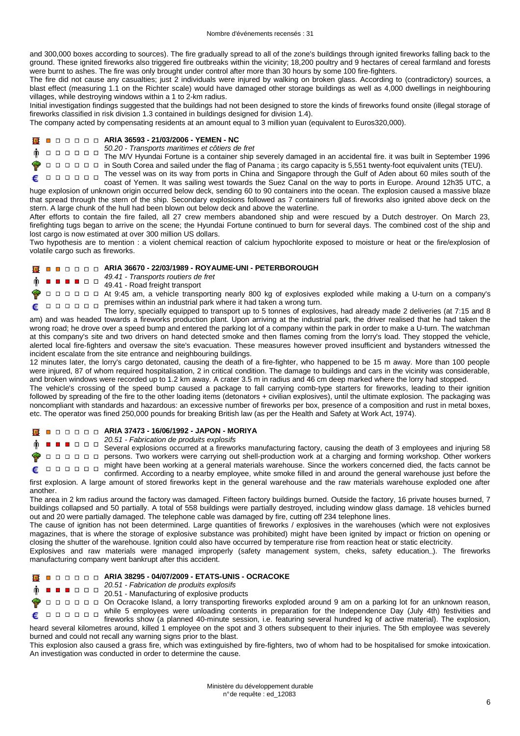and 300,000 boxes according to sources). The fire gradually spread to all of the zone's buildings through ignited fireworks falling back to the ground. These ignited fireworks also triggered fire outbreaks within the vicinity; 18,200 poultry and 9 hectares of cereal farmland and forests were burnt to ashes. The fire was only brought under control after more than 30 hours by some 100 fire-fighters.

The fire did not cause any casualties; just 2 individuals were injured by walking on broken glass. According to (contradictory) sources, a blast effect (measuring 1.1 on the Richter scale) would have damaged other storage buildings as well as 4,000 dwellings in neighbouring villages, while destroying windows within a 1 to 2-km radius.

Initial investigation findings suggested that the buildings had not been designed to store the kinds of fireworks found onsite (illegal storage of fireworks classified in risk division 1.3 contained in buildings designed for division 1.4).

The company acted by compensating residents at an amount equal to 3 million yuan (equivalent to Euros320,000).

### ARIA 36593 - 21/03/2006 - YEMEN - NC

*50.20 - Transports maritimes et côtiers de fret*

The M/V Hyundai Fortune is a container ship severely damaged in an accidental fire. it was built in September 1996 in South Corea and sailed under the flag of Panama ; its cargo capacity is 5,551 twenty-foot equivalent units (TEU).

The vessel was on its way from ports in China and Singapore through the Gulf of Aden about 60 miles south of the coast of Yemen. It was sailing west towards the Suez Canal on the way to ports in Europe. Around 12h35 UTC, a huge explosion of unknown origin occurred below deck, sending 60 to 90 containers into the ocean. The explosion caused a massive blaze that spread through the stern of the ship. Secondary explosions followed as 7 containers full of fireworks also ignited above deck on the stern. A large chunk of the hull had been blown out below deck and above the waterline.

After efforts to contain the fire failed, all 27 crew members abandoned ship and were rescued by a Dutch destroyer. On March 23, firefighting tugs began to arrive on the scene; the Hyundai Fortune continued to burn for several days. The combined cost of the ship and lost cargo is now estimated at over 300 million US dollars.

Two hypothesis are to mention : a violent chemical reaction of calcium hypochlorite exposed to moisture or heat or the fire/explosion of volatile cargo such as fireworks.

### ARIA 36670 - 22/03/1989 - ROYAUME-UNI - PETERBOROUGH

*49.41 - Transports routiers de fret*

49.41 - Road freight transport

At 9:45 am, a vehicle transporting nearly 800 kg of explosives exploded while making a U-turn on a company's premises within an industrial park where it had taken a wrong turn.

The lorry, specially equipped to transport up to 5 tonnes of explosives, had already made 2 deliveries (at 7:15 and 8 am) and was headed towards a fireworks production plant. Upon arriving at the industrial park, the driver realised that he had taken the wrong road; he drove over a speed bump and entered the parking lot of a company within the park in order to make a U-turn. The watchman at this company's site and two drivers on hand detected smoke and then flames coming from the lorry's load. They stopped the vehicle, alerted local fire-fighters and oversaw the site's evacuation. These measures however proved insufficient and bystanders witnessed the incident escalate from the site entrance and neighbouring buildings.

12 minutes later, the lorry's cargo detonated, causing the death of a fire-fighter, who happened to be 15 m away. More than 100 people were injured, 87 of whom required hospitalisation, 2 in critical condition. The damage to buildings and cars in the vicinity was considerable, and broken windows were recorded up to 1.2 km away. A crater 3.5 m in radius and 46 cm deep marked where the lorry had stopped.

The vehicle's crossing of the speed bump caused a package to fall carrying comb-type starters for fireworks, leading to their ignition followed by spreading of the fire to the other loading items (detonators + civilian explosives), until the ultimate explosion. The packaging was noncompliant with standards and hazardous: an excessive number of fireworks per box, presence of a composition and rust in metal boxes, etc. The operator was fined 250,000 pounds for breaking British law (as per the Health and Safety at Work Act, 1974).

### ARIA 37473 - 16/06/1992 - JAPON - MORIYA

*20.51 - Fabrication de produits explosifs*

Several explosions occurred at a fireworks manufacturing factory, causing the death of 3 employees and injuring 58 persons. Two workers were carrying out shell-production work at a charging and forming workshop. Other workers might have been working at a general materials warehouse. Since the workers concerned died, the facts cannot be confirmed. According to a nearby employee, white smoke filled in and around the general warehouse just before the first explosion. A large amount of stored fireworks kept in the general warehouse and the raw materials warehouse exploded one after another.

The area in 2 km radius around the factory was damaged. Fifteen factory buildings burned. Outside the factory, 16 private houses burned, 7 buildings collapsed and 50 partially. A total of 558 buildings were partially destroyed, including window glass damage. 18 vehicles burned out and 20 were partially damaged. The telephone cable was damaged by fire, cutting off 234 telephone lines.

The cause of ignition has not been determined. Large quantities of fireworks / explosives in the warehouses (which were not explosives magazines, that is where the storage of explosive substance was prohibited) might have been ignited by impact or friction on opening or closing the shutter of the warehouse. Ignition could also have occurred by temperature rise from reaction heat or static electricity.

Explosives and raw materials were managed improperly (safety management system, cheks, safety education…). The fireworks manufacturing company went bankrupt after this accident.

### ARIA 38295 - 04/07/2009 - ETATS-UNIS - OCRACOKE

*20.51 - Fabrication de produits explosifs*

20.51 - Manufacturing of explosive products

On Ocracoke Island, a lorry transporting fireworks exploded around 9 am on a parking lot for an unknown reason, while 5 employees were unloading contents in preparation for the Independence Day (July 4th) festivities and fireworks show (a planned 40-minute session, i.e. featuring several hundred kg of active material). The explosion, heard several kilometres around, killed 1 employee on the spot and 3 others subsequent to their injuries. The 5th employee was severely burned and could not recall any warning signs prior to the blast.

This explosion also caused a grass fire, which was extinguished by fire-fighters, two of whom had to be hospitalised for smoke intoxication. An investigation was conducted in order to determine the cause.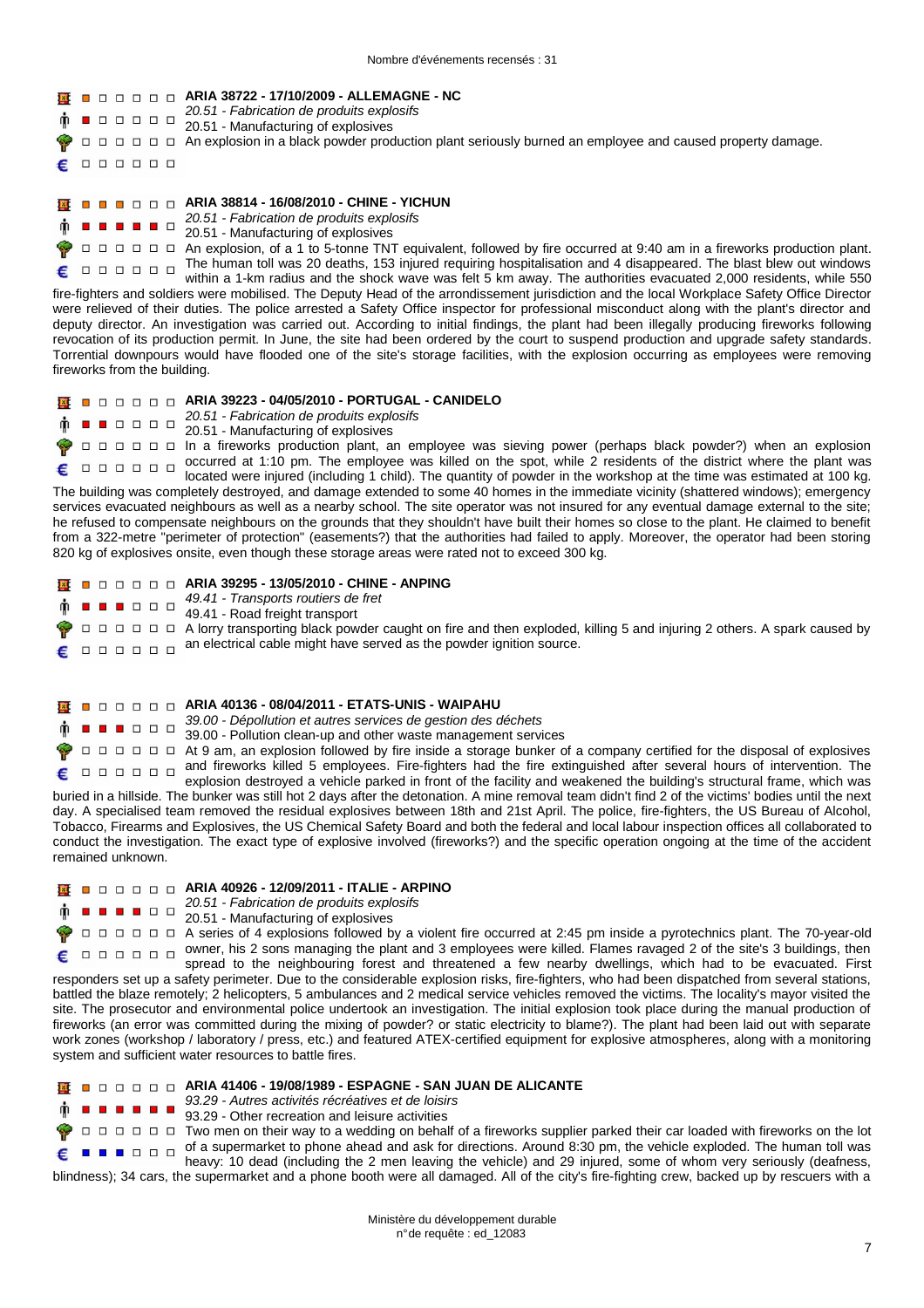Nombre d'événements recensés : 31

**ARIA 38722 - 17/10/2009 - ALLEMAGNE - NC**

*20.51 - Fabrication de produits explosifs*
20.51 - Manufacturing of explosives

An explosion in a black powder production plant seriously burned an employee and caused property damage.

**ARIA 38814 - 16/08/2010 - CHINE - YICHUN**

*20.51 - Fabrication de produits explosifs*
20.51 - Manufacturing of explosives

An explosion, of a 1 to 5-tonne TNT equivalent, followed by fire occurred at 9:40 am in a fireworks production plant. The human toll was 20 deaths, 153 injured requiring hospitalisation and 4 disappeared. The blast blew out windows within a 1-km radius and the shock wave was felt 5 km away. The authorities evacuated 2,000 residents, while 550 fire-fighters and soldiers were mobilised. The Deputy Head of the arrondissement jurisdiction and the local Workplace Safety Office Director were relieved of their duties. The police arrested a Safety Office inspector for professional misconduct along with the plant's director and deputy director. An investigation was carried out. According to initial findings, the plant had been illegally producing fireworks following revocation of its production permit. In June, the site had been ordered by the court to suspend production and upgrade safety standards. Torrential downpours would have flooded one of the site's storage facilities, with the explosion occurring as employees were removing fireworks from the building.

**ARIA 39223 - 04/05/2010 - PORTUGAL - CANIDELO**

*20.51 - Fabrication de produits explosifs*
20.51 - Manufacturing of explosives

In a fireworks production plant, an employee was sieving power (perhaps black powder?) when an explosion occurred at 1:10 pm. The employee was killed on the spot, while 2 residents of the district where the plant was located were injured (including 1 child). The quantity of powder in the workshop at the time was estimated at 100 kg. The building was completely destroyed, and damage extended to some 40 homes in the immediate vicinity (shattered windows); emergency services evacuated neighbours as well as a nearby school. The site operator was not insured for any eventual damage external to the site; he refused to compensate neighbours on the grounds that they shouldn't have built their homes so close to the plant. He claimed to benefit from a 322-metre "perimeter of protection" (easements?) that the authorities had failed to apply. Moreover, the operator had been storing 820 kg of explosives onsite, even though these storage areas were rated not to exceed 300 kg.

**ARIA 39295 - 13/05/2010 - CHINE - ANPING**

*49.41 - Transports routiers de fret*
49.41 - Road freight transport

A lorry transporting black powder caught on fire and then exploded, killing 5 and injuring 2 others. A spark caused by an electrical cable might have served as the powder ignition source.

**ARIA 40136 - 08/04/2011 - ETATS-UNIS - WAIPAHU**

*39.00 - Dépollution et autres services de gestion des déchets*
39.00 - Pollution clean-up and other waste management services

At 9 am, an explosion followed by fire inside a storage bunker of a company certified for the disposal of explosives and fireworks killed 5 employees. Fire-fighters had the fire extinguished after several hours of intervention. The explosion destroyed a vehicle parked in front of the facility and weakened the building's structural frame, which was buried in a hillside. The bunker was still hot 2 days after the detonation. A mine removal team didn't find 2 of the victims' bodies until the next day. A specialised team removed the residual explosives between 18th and 21st April. The police, fire-fighters, the US Bureau of Alcohol, Tobacco, Firearms and Explosives, the US Chemical Safety Board and both the federal and local labour inspection offices all collaborated to conduct the investigation. The exact type of explosive involved (fireworks?) and the specific operation ongoing at the time of the accident remained unknown.

**ARIA 40926 - 12/09/2011 - ITALIE - ARPINO**

*20.51 - Fabrication de produits explosifs*
20.51 - Manufacturing of explosives

A series of 4 explosions followed by a violent fire occurred at 2:45 pm inside a pyrotechnics plant. The 70-year-old owner, his 2 sons managing the plant and 3 employees were killed. Flames ravaged 2 of the site's 3 buildings, then spread to the neighbouring forest and threatened a few nearby dwellings, which had to be evacuated. First responders set up a safety perimeter. Due to the considerable explosion risks, fire-fighters, who had been dispatched from several stations, battled the blaze remotely; 2 helicopters, 5 ambulances and 2 medical service vehicles removed the victims. The locality's mayor visited the site. The prosecutor and environmental police undertook an investigation. The initial explosion took place during the manual production of fireworks (an error was committed during the mixing of powder? or static electricity to blame?). The plant had been laid out with separate work zones (workshop / laboratory / press, etc.) and featured ATEX-certified equipment for explosive atmospheres, along with a monitoring system and sufficient water resources to battle fires.

**ARIA 41406 - 19/08/1989 - ESPAGNE - SAN JUAN DE ALICANTE**

*93.29 - Autres activités récréatives et de loisirs*
93.29 - Other recreation and leisure activities

Two men on their way to a wedding on behalf of a fireworks supplier parked their car loaded with fireworks on the lot of a supermarket to phone ahead and ask for directions. Around 8:30 pm, the vehicle exploded. The human toll was heavy: 10 dead (including the 2 men leaving the vehicle) and 29 injured, some of whom very seriously (deafness, blindness); 34 cars, the supermarket and a phone booth were all damaged. All of the city's fire-fighting crew, backed up by rescuers with a

Ministère du développement durable
n°de requête : ed_12083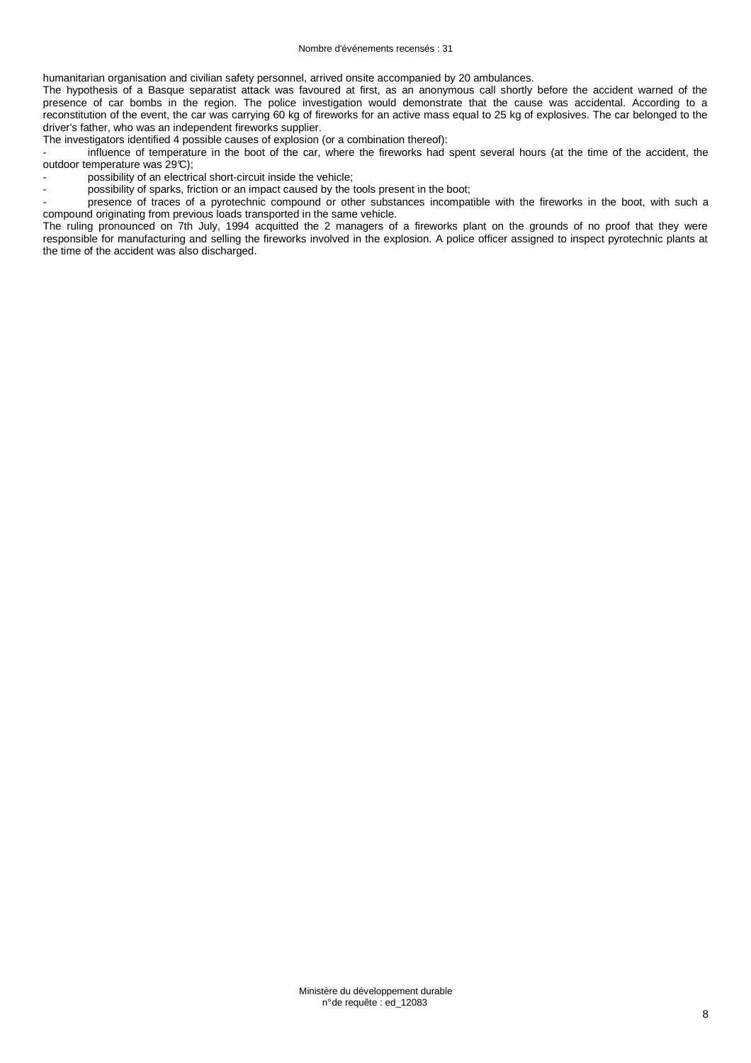humanitarian organisation and civilian safety personnel, arrived onsite accompanied by 20 ambulances.

The hypothesis of a Basque separatist attack was favoured at first, as an anonymous call shortly before the accident warned of the presence of car bombs in the region. The police investigation would demonstrate that the cause was accidental. According to a reconstitution of the event, the car was carrying 60 kg of fireworks for an active mass equal to 25 kg of explosives. The car belonged to the driver's father, who was an independent fireworks supplier.

The investigators identified 4 possible causes of explosion (or a combination thereof):

- influence of temperature in the boot of the car, where the fireworks had spent several hours (at the time of the accident, the outdoor temperature was 29°C);
- possibility of an electrical short-circuit inside the vehicle;
- possibility of sparks, friction or an impact caused by the tools present in the boot;
- presence of traces of a pyrotechnic compound or other substances incompatible with the fireworks in the boot, with such a compound originating from previous loads transported in the same vehicle.

The ruling pronounced on 7th July, 1994 acquitted the 2 managers of a fireworks plant on the grounds of no proof that they were responsible for manufacturing and selling the fireworks involved in the explosion. A police officer assigned to inspect pyrotechnic plants at the time of the accident was also discharged.